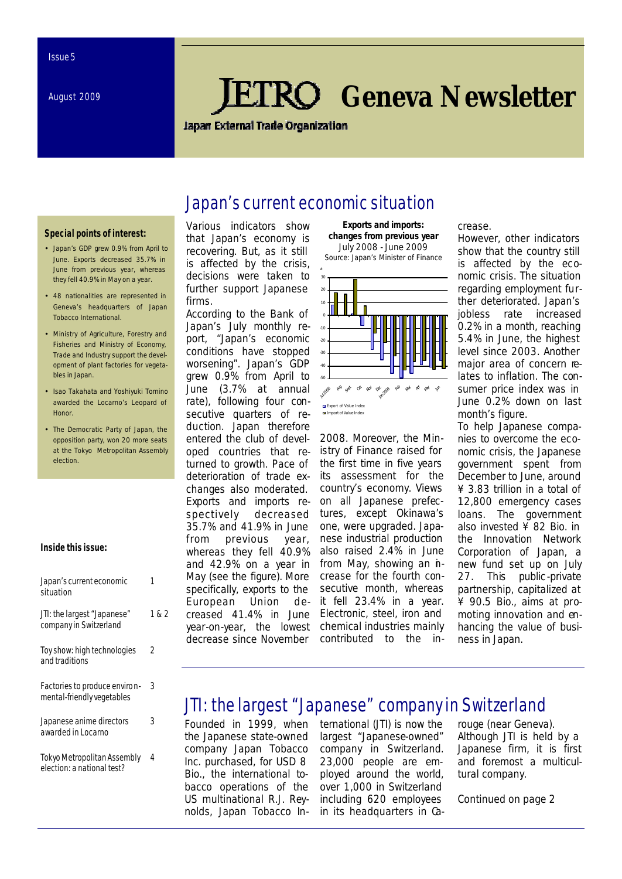Issue 5

August 2009

# JETRO Geneva Newsletter

Japan External Trade Organization

**Special points of interest:**

- Japan's GDP grew 0.9% from April to June. Exports decreased 35.7% in June from previous year, whereas they fell 40.9% in May on a year.
- 48 nationalities are represented in Geneva's headquarters of Japan Tobacco International.
- Ministry of Agriculture, Forestry and Fisheries and Ministry of Economy, Trade and Industry support the development of plant factories for vegetables in Japan.
- Isao Takahata and Yoshiyuki Tomino awarded the Locarno's Leopard of Honor.
- The Democratic Party of Japan, the opposition party, won 20 more seats at the Tokyo Metropolitan Assembly election.

**Inside this issue:**

| | |
|---|---|
| Japan's current economic situation | 1 |
| JTI: the largest "Japanese" company in Switzerland | 1 & 2 |
| Toy show: high technologies and traditions | 2 |
| Factories to produce environmental-friendly vegetables | 3 |
| Japanese anime directors awarded in Locarno | 3 |
| Tokyo Metropolitan Assembly election: a national test? | 4 |

## Japan's current economic situation

Various indicators show that Japan's economy is recovering. But, as it still is affected by the crisis, decisions were taken to further support Japanese firms.

According to the Bank of Japan's July monthly report, "Japan's economic conditions have stopped worsening". Japan's GDP grew 0.9% from April to June (3.7% at annual rate), following four consecutive quarters of reduction. Japan therefore entered the club of developed countries that returned to growth. Pace of deterioration of trade exchanges also moderated. Exports and imports respectively decreased 35.7% and 41.9% in June from previous year, whereas they fell 40.9% and 42.9% on a year in May (see the figure). More specifically, exports to the European Union decreased 41.4% in June year-on-year, the lowest decrease since November 2008. Moreover, the Ministry of Finance raised for the first time in five years its assessment for the country's economy. Views on all Japanese prefectures, except Okinawa's one, were upgraded. Japanese industrial production also raised 2.4% in June from May, showing an increase for the fourth consecutive month, whereas it fell 23.4% in a year. Electronic, steel, iron and chemical industries mainly contributed to the increase.

**Exports and imports: changes from previous year**
July 2008 - June 2009
Source: Japan's Minister of Finance

However, other indicators show that the country still is affected by the economic crisis. The situation regarding employment further deteriorated. Japan's jobless rate increased 0.2% in a month, reaching 5.4% in June, the highest level since 2003. Another major area of concern relates to inflation. The consumer price index was in June 0.2% down on last month's figure.

To help Japanese companies to overcome the economic crisis, the Japanese government spent from December to June, around ¥ 3.83 trillion in a total of 12,800 emergency cases loans. The government also invested ¥ 82 Bio. in the Innovation Network Corporation of Japan, a new fund set up on July 27. This public-private partnership, capitalized at ¥ 90.5 Bio., aims at promoting innovation and enhancing the value of business in Japan.

## JTI: the largest "Japanese" company in Switzerland

Founded in 1999, when the Japanese state-owned company Japan Tobacco Inc. purchased, for USD 8 Bio., the international tobacco operations of the US multinational R.J. Reynolds, Japan Tobacco International (JTI) is now the largest "Japanese-owned" company in Switzerland. 23,000 people are employed around the world, over 1,000 in Switzerland including 620 employees in its headquarters in Carouge (near Geneva).

Although JTI is held by a Japanese firm, it is first and foremost a multicultural company.

Continued on page 2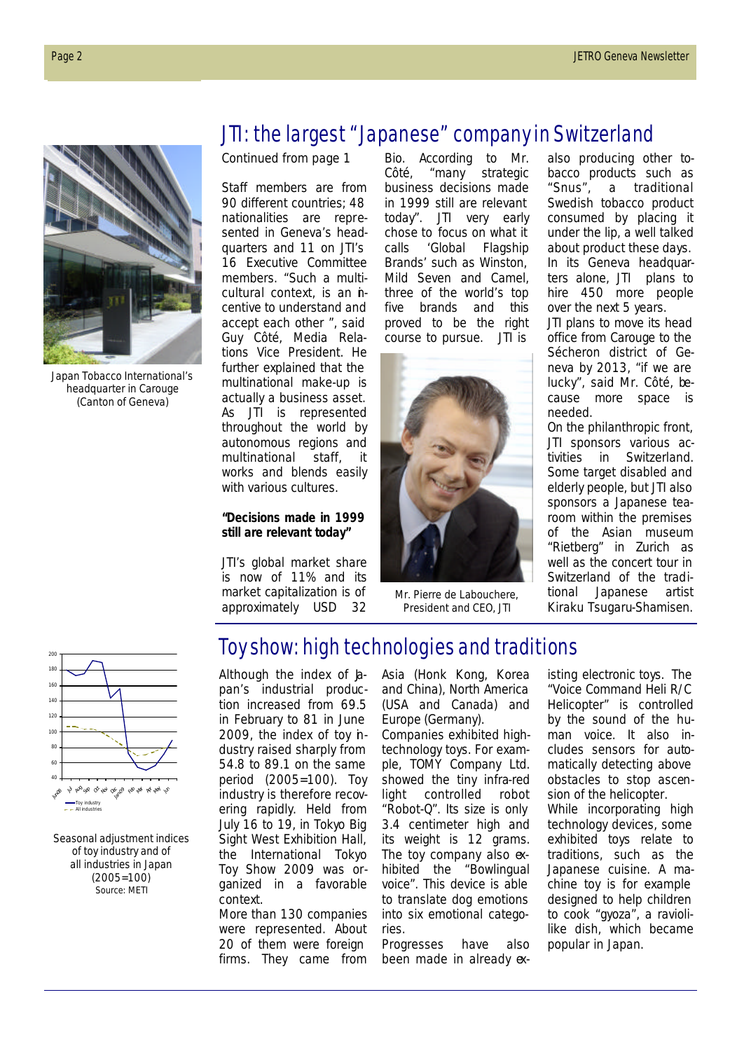## JTI: the largest "Japanese" company in Switzerland

Japan Tobacco International's headquarter in Carouge (Canton of Geneva)

Continued from page 1

Staff members are from 90 different countries; 48 nationalities are represented in Geneva's headquarters and 11 on JTI's 16 Executive Committee members. "Such a multicultural context, is an incentive to understand and accept each other ", said Guy Côté, Media Relations Vice President. He further explained that the multinational make-up is actually a business asset. As JTI is represented throughout the world by autonomous regions and multinational staff, it works and blends easily with various cultures.

**"Decisions made in 1999 still are relevant today"**

JTI's global market share is now of 11% and its market capitalization is of approximately USD 32 Bio. According to Mr. Côté, "many strategic business decisions made in 1999 still are relevant today". JTI very early chose to focus on what it calls 'Global Flagship Brands' such as Winston, Mild Seven and Camel, three of the world's top five brands and this proved to be the right course to pursue. JTI is also producing other tobacco products such as "Snus", a traditional Swedish tobacco product consumed by placing it under the lip, a well talked about product these days. In its Geneva headquarters alone, JTI plans to hire 450 more people over the next 5 years.

Mr. Pierre de Labouchere, President and CEO, JTI

JTI plans to move its head office from Carouge to the Sécheron district of Geneva by 2013, "if we are lucky", said Mr. Côté, because more space is needed.

On the philanthropic front, JTI sponsors various activities in Switzerland. Some target disabled and elderly people, but JTI also sponsors a Japanese tearoom within the premises of the Asian museum "Rietberg" in Zurich as well as the concert tour in Switzerland of the traditional Japanese artist Kiraku Tsugaru-Shamisen.

## Toy show: high technologies and traditions

Seasonal adjustment indices of toy industry and of all industries in Japan (2005=100)
Source: METI

Although the index of Japan's industrial production increased from 69.5 in February to 81 in June 2009, the index of toy industry raised sharply from 54.8 to 89.1 on the same period (2005=100). Toy industry is therefore recovering rapidly. Held from July 16 to 19, in Tokyo Big Sight West Exhibition Hall, the International Tokyo Toy Show 2009 was organized in a favorable context.

More than 130 companies were represented. About 20 of them were foreign firms. They came from Asia (Honk Kong, Korea and China), North America (USA and Canada) and Europe (Germany).

Companies exhibited high-technology toys. For example, TOMY Company Ltd. showed the tiny infra-red light controlled robot "Robot-Q". Its size is only 3.4 centimeter high and its weight is 12 grams. The toy company also exhibited the "Bowlingual voice". This device is able to translate dog emotions into six emotional categories.

Progresses have also been made in already existing electronic toys. The "Voice Command Heli R/C Helicopter" is controlled by the sound of the human voice. It also includes sensors for automatically detecting above obstacles to stop ascension of the helicopter.

While incorporating high technology devices, some exhibited toys relate to traditions, such as the Japanese cuisine. A machine toy is for example designed to help children to cook "gyoza", a ravioli-like dish, which became popular in Japan.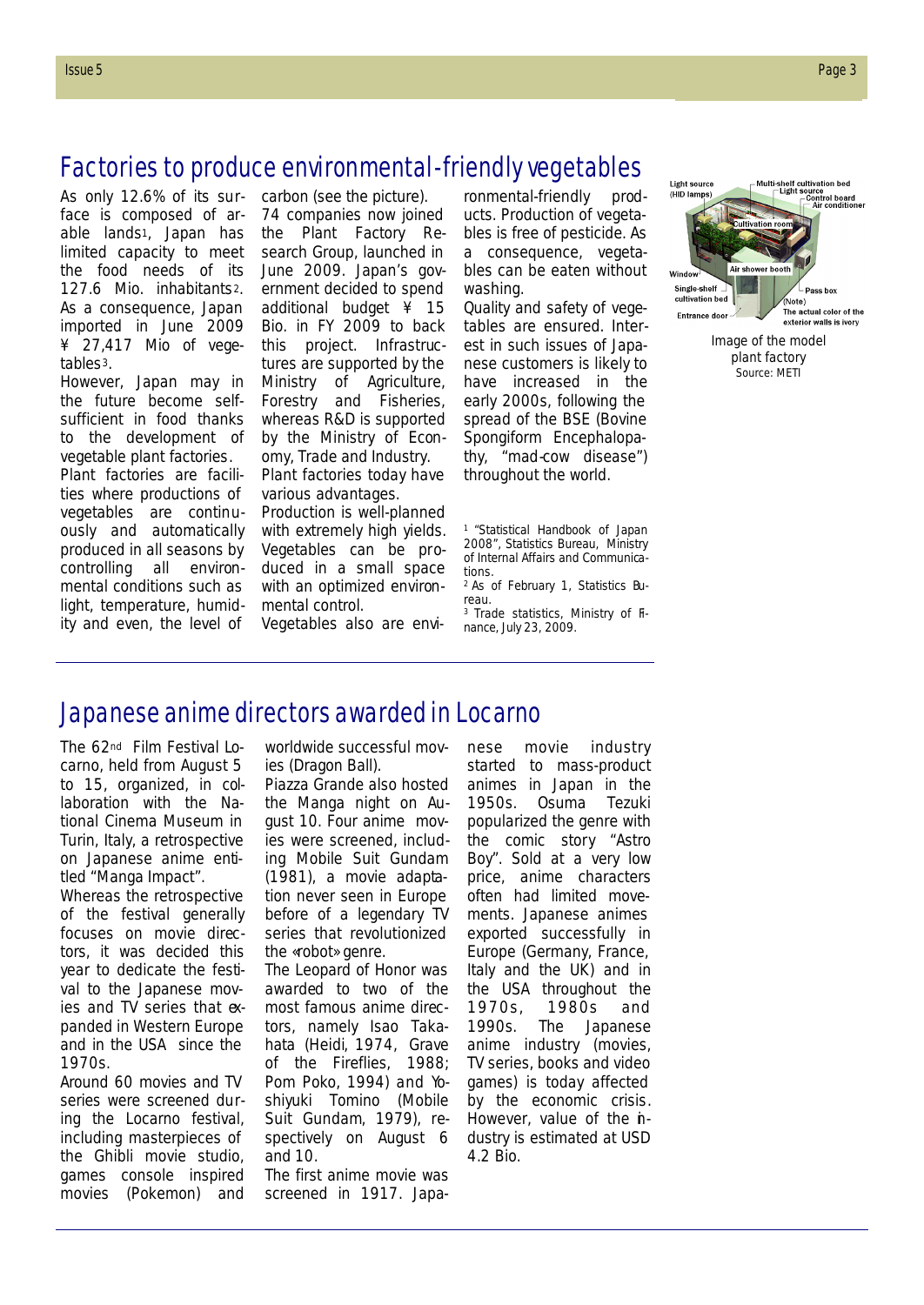# Factories to produce environmental-friendly vegetables

As only 12.6% of its surface is composed of arable lands[1], Japan has limited capacity to meet the food needs of its 127.6 Mio. inhabitants[2]. As a consequence, Japan imported in June 2009 ¥ 27,417 Mio of vegetables[3].

However, Japan may in the future become self-sufficient in food thanks to the development of vegetable plant factories.

Plant factories are facilities where productions of vegetables are continuously and automatically produced in all seasons by controlling all environmental conditions such as light, temperature, humidity and even, the level of carbon (see the picture).

74 companies now joined the Plant Factory Research Group, launched in June 2009. Japan's government decided to spend additional budget ¥ 15 Bio. in FY 2009 to back this project. Infrastructures are supported by the Ministry of Agriculture, Forestry and Fisheries, whereas R&D is supported by the Ministry of Economy, Trade and Industry.

Plant factories today have various advantages.

Production is well-planned with extremely high yields. Vegetables can be produced in a small space with an optimized environmental control.

Vegetables also are environmental-friendly products. Production of vegetables is free of pesticide. As a consequence, vegetables can be eaten without washing.

Quality and safety of vegetables are ensured. Interest in such issues of Japanese customers is likely to have increased in the early 2000s, following the spread of the BSE (Bovine Spongiform Encephalopathy, "mad-cow disease") throughout the world.

[1] "Statistical Handbook of Japan 2008", Statistics Bureau, Ministry of Internal Affairs and Communications.

[2] As of February 1, Statistics Bureau.

[3] Trade statistics, Ministry of Finance, July 23, 2009.

Image of the model plant factory
Source: METI

# Japanese anime directors awarded in Locarno

The 62nd Film Festival Locarno, held from August 5 to 15, organized, in collaboration with the National Cinema Museum in Turin, Italy, a retrospective on Japanese anime entitled "Manga Impact".

Whereas the retrospective of the festival generally focuses on movie directors, it was decided this year to dedicate the festival to the Japanese movies and TV series that expanded in Western Europe and in the USA since the 1970s.

Around 60 movies and TV series were screened during the Locarno festival, including masterpieces of the Ghibli movie studio, games console inspired movies (Pokemon) and worldwide successful movies (Dragon Ball).

Piazza Grande also hosted the Manga night on August 10. Four anime movies were screened, including Mobile Suit Gundam (1981), a movie adaptation never seen in Europe before of a legendary TV series that revolutionized the «robot» genre.

The Leopard of Honor was awarded to two of the most famous anime directors, namely Isao Takahata (Heidi, 1974, Grave of the Fireflies, 1988; Pom Poko, 1994) and Yoshiyuki Tomino (Mobile Suit Gundam, 1979), respectively on August 6 and 10.

The first anime movie was screened in 1917. Japanese movie industry started to mass-product animes in Japan in the 1950s. Osuma Tezuki popularized the genre with the comic story "Astro Boy". Sold at a very low price, anime characters often had limited movements. Japanese animes exported successfully in Europe (Germany, France, Italy and the UK) and in the USA throughout the 1970s, 1980s and 1990s. The Japanese anime industry (movies, TV series, books and video games) is today affected by the economic crisis. However, value of the industry is estimated at USD 4.2 Bio.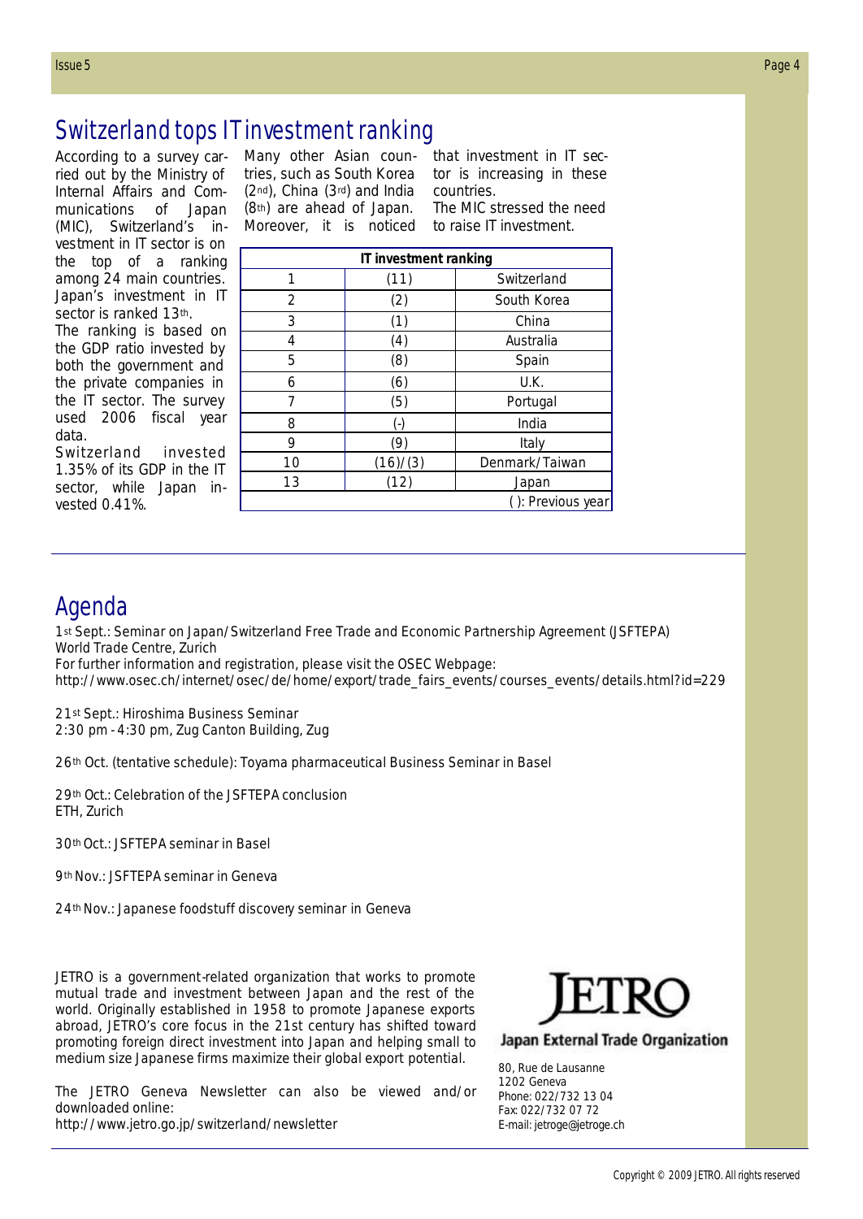# Switzerland tops IT investment ranking

According to a survey carried out by the Ministry of Internal Affairs and Communications of Japan (MIC), Switzerland's investment in IT sector is on the top of a ranking among 24 main countries. Japan's investment in IT sector is ranked 13th.

The ranking is based on the GDP ratio invested by both the government and the private companies in the IT sector. The survey used 2006 fiscal year data.

Switzerland invested 1.35% of its GDP in the IT sector, while Japan invested 0.41%.

Many other Asian countries, such as South Korea (2nd), China (3rd) and India (8th) are ahead of Japan. Moreover, it is noticed that investment in IT sector is increasing in these countries.

The MIC stressed the need to raise IT investment.

| IT investment ranking | | |
|---|---|---|
| 1 | (11) | Switzerland |
| 2 | (2) | South Korea |
| 3 | (1) | China |
| 4 | (4) | Australia |
| 5 | (8) | Spain |
| 6 | (6) | U.K. |
| 7 | (5) | Portugal |
| 8 | (-) | India |
| 9 | (9) | Italy |
| 10 | (16)/(3) | Denmark/Taiwan |
| 13 | (12) | Japan |
| | | ( ): Previous year |

# Agenda

1st Sept.: Seminar on Japan/Switzerland Free Trade and Economic Partnership Agreement (JSFTEPA)
World Trade Centre, Zurich
For further information and registration, please visit the OSEC Webpage:
http://www.osec.ch/internet/osec/de/home/export/trade_fairs_events/courses_events/details.html?id=229

21st Sept.: Hiroshima Business Seminar
2:30 pm - 4:30 pm, Zug Canton Building, Zug

26th Oct. (tentative schedule): Toyama pharmaceutical Business Seminar in Basel

29th Oct.: Celebration of the JSFTEPA conclusion
ETH, Zurich

30th Oct.: JSFTEPA seminar in Basel

9th Nov.: JSFTEPA seminar in Geneva

24th Nov.: Japanese foodstuff discovery seminar in Geneva

JETRO is a government-related organization that works to promote mutual trade and investment between Japan and the rest of the world. Originally established in 1958 to promote Japanese exports abroad, JETRO's core focus in the 21st century has shifted toward promoting foreign direct investment into Japan and helping small to medium size Japanese firms maximize their global export potential.

The JETRO Geneva Newsletter can also be viewed and/or downloaded online:
http://www.jetro.go.jp/switzerland/newsletter

JETRO
Japan External Trade Organization

80, Rue de Lausanne
1202 Geneva
Phone: 022/732 13 04
Fax: 022/732 07 72
E-mail: jetroge@jetroge.ch

Copyright © 2009 JETRO. All rights reserved